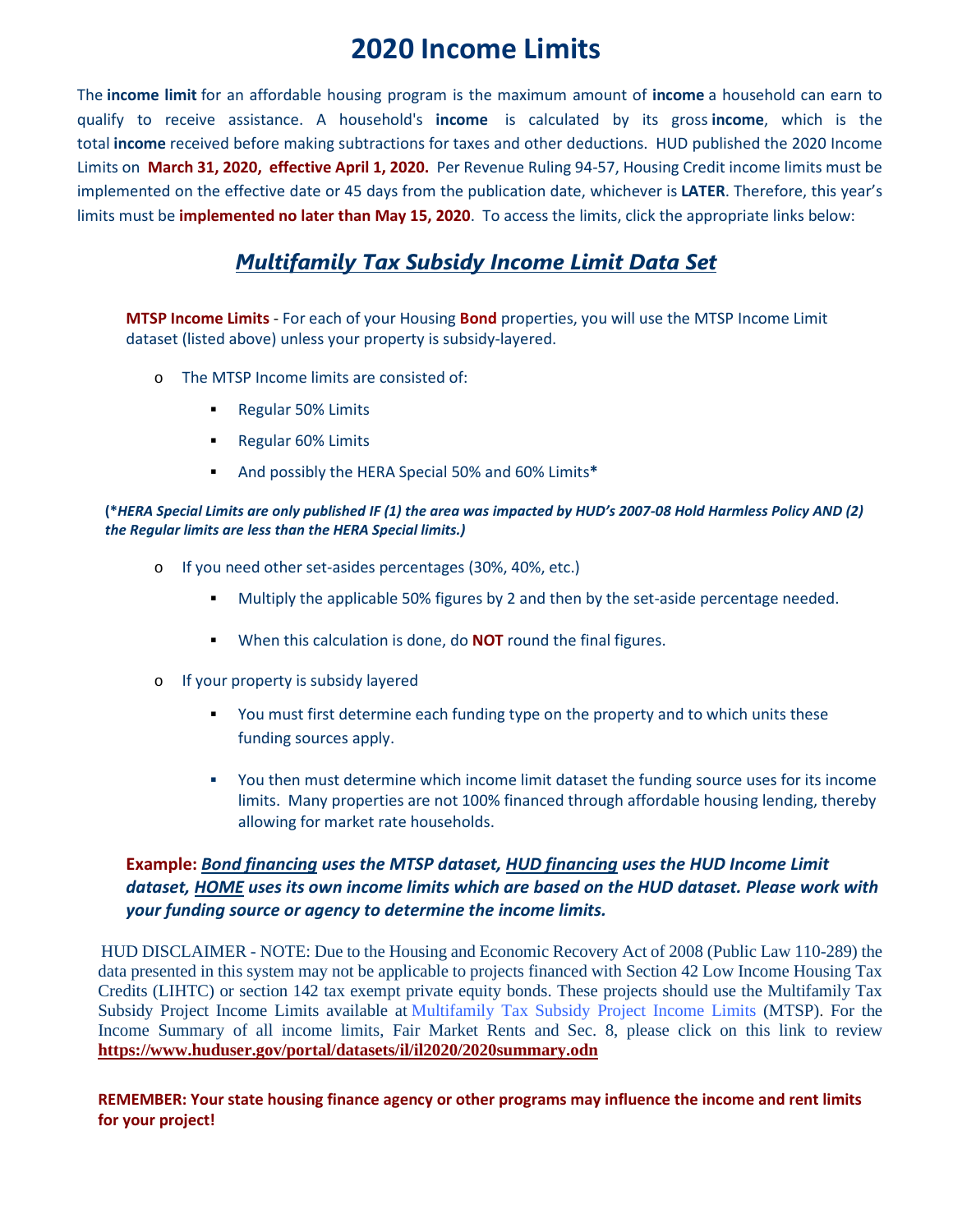# 2020 Income Limits

The **income limit** for an affordable housing program is the maximum amount of **income** a household can earn to qualify to receive assistance. A household's **income** is calculated by its gross **income**, which is the total **income** received before making subtractions for taxes and other deductions. HUD published the 2020 Income Limits on **March 31, 2020, effective April 1, 2020.** Per Revenue Ruling 94-57, Housing Credit income limits must be implemented on the effective date or 45 days from the publication date, whichever is **LATER**. Therefore, this year's limits must be **implemented no later than May 15, 2020**. To access the limits, click the appropriate links below:

## *Multifamily Tax Subsidy Income Limit Data Set*

**MTSP Income Limits** - For each of your Housing **Bond** properties, you will use the MTSP Income Limit dataset (listed above) unless your property is subsidy-layered.

- The MTSP Income limits are consisted of:
  - Regular 50% Limits
  - Regular 60% Limits
  - And possibly the HERA Special 50% and 60% Limits**\***

**(*\*HERA Special Limits are only published IF (1) the area was impacted by HUD's 2007-08 Hold Harmless Policy AND (2) the Regular limits are less than the HERA Special limits.)***

- If you need other set-asides percentages (30%, 40%, etc.)
  - Multiply the applicable 50% figures by 2 and then by the set-aside percentage needed.
  - When this calculation is done, do **NOT** round the final figures.
- If your property is subsidy layered
  - You must first determine each funding type on the property and to which units these funding sources apply.
  - You then must determine which income limit dataset the funding source uses for its income limits. Many properties are not 100% financed through affordable housing lending, thereby allowing for market rate households.

**Example: *Bond financing uses the MTSP dataset, HUD financing uses the HUD Income Limit dataset, HOME uses its own income limits which are based on the HUD dataset. Please work with your funding source or agency to determine the income limits.***

HUD DISCLAIMER - NOTE: Due to the Housing and Economic Recovery Act of 2008 (Public Law 110-289) the data presented in this system may not be applicable to projects financed with Section 42 Low Income Housing Tax Credits (LIHTC) or section 142 tax exempt private equity bonds. These projects should use the Multifamily Tax Subsidy Project Income Limits available at Multifamily Tax Subsidy Project Income Limits (MTSP). For the Income Summary of all income limits, Fair Market Rents and Sec. 8, please click on this link to review **https://www.huduser.gov/portal/datasets/il/il2020/2020summary.odn**

**REMEMBER: Your state housing finance agency or other programs may influence the income and rent limits for your project!**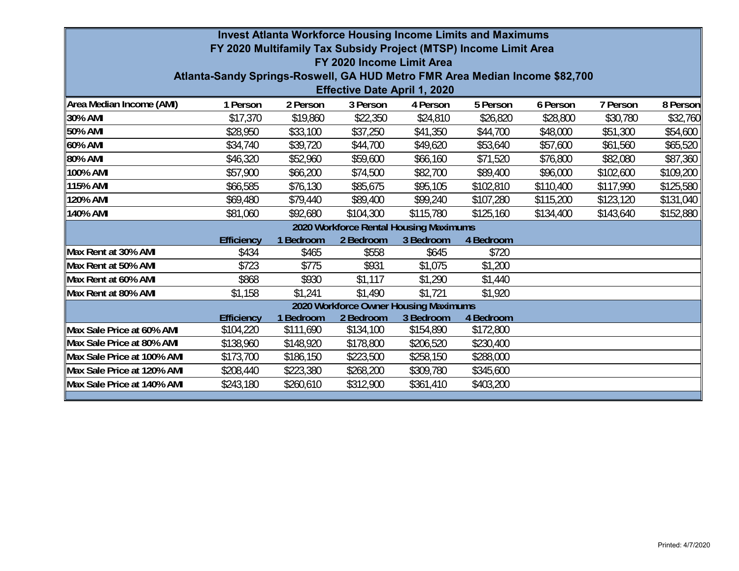# Invest Atlanta Workforce Housing Income Limits and Maximums

## FY 2020 Multifamily Tax Subsidy Project (MTSP) Income Limit Area

## FY 2020 Income Limit Area

## Atlanta-Sandy Springs-Roswell, GA HUD Metro FMR Area Median Income $82,700

## Effective Date April 1, 2020

| Area Median Income (AMI) | 1 Person | 2 Person | 3 Person | 4 Person | 5 Person | 6 Person | 7 Person | 8 Person |
|---|---|---|---|---|---|---|---|---|
| 30% AMI | $17,370 | $19,860 | $22,350 | $24,810 | $26,820 | $28,800 | $30,780 | $32,760 |
| 50% AMI | $28,950 | $33,100 | $37,250 | $41,350 | $44,700 | $48,000 | $51,300 | $54,600 |
| 60% AMI | $34,740 | $39,720 | $44,700 | $49,620 | $53,640 | $57,600 | $61,560 | $65,520 |
| 80% AMI | $46,320 | $52,960 | $59,600 | $66,160 | $71,520 | $76,800 | $82,080 | $87,360 |
| 100% AMI | $57,900 | $66,200 | $74,500 | $82,700 | $89,400 | $96,000 | $102,600 | $109,200 |
| 115% AMI | $66,585 | $76,130 | $85,675 | $95,105 | $102,810 | $110,400 | $117,990 | $125,580 |
| 120% AMI | $69,480 | $79,440 | $89,400 | $99,240 | $107,280 | $115,200 | $123,120 | $131,040 |
| 140% AMI | $81,060 | $92,680 | $104,300 | $115,780 | $125,160 | $134,400 | $143,640 | $152,880 |

### 2020 Workforce Rental Housing Maximums

| | Efficiency | 1 Bedroom | 2 Bedroom | 3 Bedroom | 4 Bedroom |
|---|---|---|---|---|---|
| Max Rent at 30% AMI | $434 | $465 | $558 | $645 | $720 |
| Max Rent at 50% AMI | $723 | $775 | $931 | $1,075 | $1,200 |
| Max Rent at 60% AMI | $868 | $930 | $1,117 | $1,290 | $1,440 |
| Max Rent at 80% AMI | $1,158 | $1,241 | $1,490 | $1,721 | $1,920 |

### 2020 Workforce Owner Housing Maximums

| | Efficiency | 1 Bedroom | 2 Bedroom | 3 Bedroom | 4 Bedroom |
|---|---|---|---|---|---|
| Max Sale Price at 60% AMI | $104,220 | $111,690 | $134,100 | $154,890 | $172,800 |
| Max Sale Price at 80% AMI | $138,960 | $148,920 | $178,800 | $206,520 | $230,400 |
| Max Sale Price at 100% AMI | $173,700 | $186,150 | $223,500 | $258,150 | $288,000 |
| Max Sale Price at 120% AMI | $208,440 | $223,380 | $268,200 | $309,780 | $345,600 |
| Max Sale Price at 140% AMI | $243,180 | $260,610 | $312,900 | $361,410 | $403,200 |

Printed: 4/7/2020